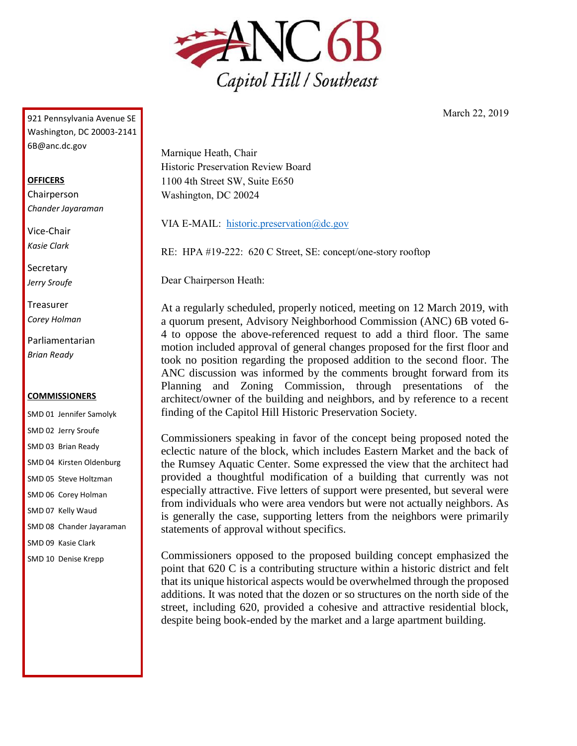# ANC 6B

Capitol Hill / Southeast

921 Pennsylvania Avenue SE
Washington, DC 20003-2141
6B@anc.dc.gov

**OFFICERS**

Chairperson
*Chander Jayaraman*

Vice-Chair
*Kasie Clark*

Secretary
*Jerry Sroufe*

Treasurer
*Corey Holman*

Parliamentarian
*Brian Ready*

**COMMISSIONERS**

SMD 01 Jennifer Samolyk
SMD 02 Jerry Sroufe
SMD 03 Brian Ready
SMD 04 Kirsten Oldenburg
SMD 05 Steve Holtzman
SMD 06 Corey Holman
SMD 07 Kelly Waud
SMD 08 Chander Jayaraman
SMD 09 Kasie Clark
SMD 10 Denise Krepp

March 22, 2019

Marnique Heath, Chair
Historic Preservation Review Board
1100 4th Street SW, Suite E650
Washington, DC 20024

VIA E-MAIL: historic.preservation@dc.gov

RE: HPA #19-222: 620 C Street, SE: concept/one-story rooftop

Dear Chairperson Heath:

At a regularly scheduled, properly noticed, meeting on 12 March 2019, with a quorum present, Advisory Neighborhood Commission (ANC) 6B voted 6-4 to oppose the above-referenced request to add a third floor. The same motion included approval of general changes proposed for the first floor and took no position regarding the proposed addition to the second floor. The ANC discussion was informed by the comments brought forward from its Planning and Zoning Commission, through presentations of the architect/owner of the building and neighbors, and by reference to a recent finding of the Capitol Hill Historic Preservation Society.

Commissioners speaking in favor of the concept being proposed noted the eclectic nature of the block, which includes Eastern Market and the back of the Rumsey Aquatic Center. Some expressed the view that the architect had provided a thoughtful modification of a building that currently was not especially attractive. Five letters of support were presented, but several were from individuals who were area vendors but were not actually neighbors. As is generally the case, supporting letters from the neighbors were primarily statements of approval without specifics.

Commissioners opposed to the proposed building concept emphasized the point that 620 C is a contributing structure within a historic district and felt that its unique historical aspects would be overwhelmed through the proposed additions. It was noted that the dozen or so structures on the north side of the street, including 620, provided a cohesive and attractive residential block, despite being book-ended by the market and a large apartment building.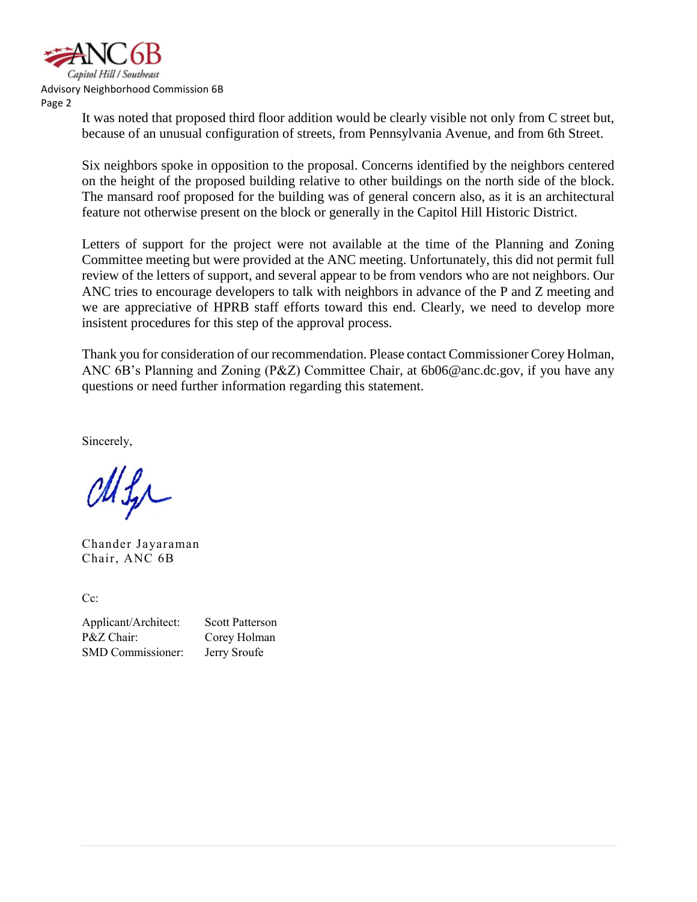It was noted that proposed third floor addition would be clearly visible not only from C street but, because of an unusual configuration of streets, from Pennsylvania Avenue, and from 6th Street.

Six neighbors spoke in opposition to the proposal. Concerns identified by the neighbors centered on the height of the proposed building relative to other buildings on the north side of the block. The mansard roof proposed for the building was of general concern also, as it is an architectural feature not otherwise present on the block or generally in the Capitol Hill Historic District.

Letters of support for the project were not available at the time of the Planning and Zoning Committee meeting but were provided at the ANC meeting. Unfortunately, this did not permit full review of the letters of support, and several appear to be from vendors who are not neighbors. Our ANC tries to encourage developers to talk with neighbors in advance of the P and Z meeting and we are appreciative of HPRB staff efforts toward this end. Clearly, we need to develop more insistent procedures for this step of the approval process.

Thank you for consideration of our recommendation. Please contact Commissioner Corey Holman, ANC 6B's Planning and Zoning (P&Z) Committee Chair, at 6b06@anc.dc.gov, if you have any questions or need further information regarding this statement.

Sincerely,

Chander Jayaraman
Chair, ANC 6B

Cc:

| | |
|---|---|
| Applicant/Architect: | Scott Patterson |
| P&Z Chair: | Corey Holman |
| SMD Commissioner: | Jerry Sroufe |